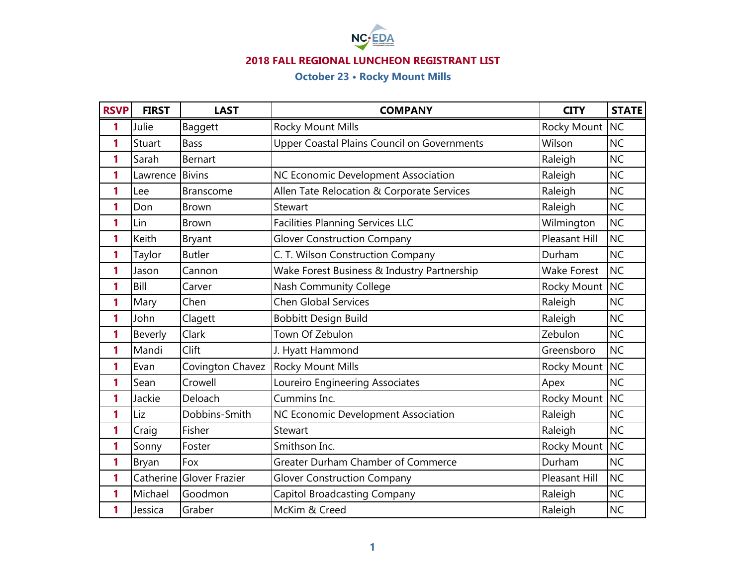# 2018 FALL REGIONAL LUNCHEON REGISTRANT LIST

## October 23 • Rocky Mount Mills

| RSVP | FIRST | LAST | COMPANY | CITY | STATE |
|---|---|---|---|---|---|
| 1 | Julie | Baggett | Rocky Mount Mills | Rocky Mount | NC |
| 1 | Stuart | Bass | Upper Coastal Plains Council on Governments | Wilson | NC |
| 1 | Sarah | Bernart | | Raleigh | NC |
| 1 | Lawrence | Bivins | NC Economic Development Association | Raleigh | NC |
| 1 | Lee | Branscome | Allen Tate Relocation & Corporate Services | Raleigh | NC |
| 1 | Don | Brown | Stewart | Raleigh | NC |
| 1 | Lin | Brown | Facilities Planning Services LLC | Wilmington | NC |
| 1 | Keith | Bryant | Glover Construction Company | Pleasant Hill | NC |
| 1 | Taylor | Butler | C. T. Wilson Construction Company | Durham | NC |
| 1 | Jason | Cannon | Wake Forest Business & Industry Partnership | Wake Forest | NC |
| 1 | Bill | Carver | Nash Community College | Rocky Mount | NC |
| 1 | Mary | Chen | Chen Global Services | Raleigh | NC |
| 1 | John | Clagett | Bobbitt Design Build | Raleigh | NC |
| 1 | Beverly | Clark | Town Of Zebulon | Zebulon | NC |
| 1 | Mandi | Clift | J. Hyatt Hammond | Greensboro | NC |
| 1 | Evan | Covington Chavez | Rocky Mount Mills | Rocky Mount | NC |
| 1 | Sean | Crowell | Loureiro Engineering Associates | Apex | NC |
| 1 | Jackie | Deloach | Cummins Inc. | Rocky Mount | NC |
| 1 | Liz | Dobbins-Smith | NC Economic Development Association | Raleigh | NC |
| 1 | Craig | Fisher | Stewart | Raleigh | NC |
| 1 | Sonny | Foster | Smithson Inc. | Rocky Mount | NC |
| 1 | Bryan | Fox | Greater Durham Chamber of Commerce | Durham | NC |
| 1 | Catherine | Glover Frazier | Glover Construction Company | Pleasant Hill | NC |
| 1 | Michael | Goodmon | Capitol Broadcasting Company | Raleigh | NC |
| 1 | Jessica | Graber | McKim & Creed | Raleigh | NC |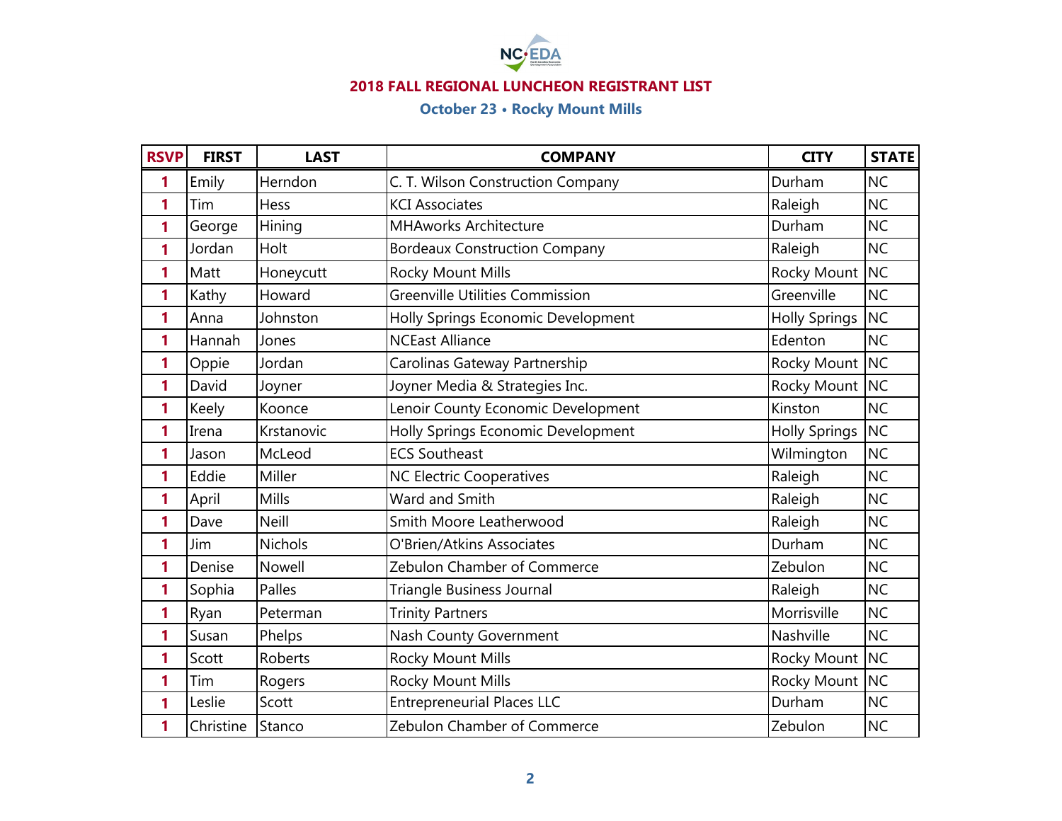## 2018 FALL REGIONAL LUNCHEON REGISTRANT LIST

### October 23 • Rocky Mount Mills

| RSVP | FIRST | LAST | COMPANY | CITY | STATE |
|---|---|---|---|---|---|
| 1 | Emily | Herndon | C. T. Wilson Construction Company | Durham | NC |
| 1 | Tim | Hess | KCI Associates | Raleigh | NC |
| 1 | George | Hining | MHAworks Architecture | Durham | NC |
| 1 | Jordan | Holt | Bordeaux Construction Company | Raleigh | NC |
| 1 | Matt | Honeycutt | Rocky Mount Mills | Rocky Mount | NC |
| 1 | Kathy | Howard | Greenville Utilities Commission | Greenville | NC |
| 1 | Anna | Johnston | Holly Springs Economic Development | Holly Springs | NC |
| 1 | Hannah | Jones | NCEast Alliance | Edenton | NC |
| 1 | Oppie | Jordan | Carolinas Gateway Partnership | Rocky Mount | NC |
| 1 | David | Joyner | Joyner Media & Strategies Inc. | Rocky Mount | NC |
| 1 | Keely | Koonce | Lenoir County Economic Development | Kinston | NC |
| 1 | Irena | Krstanovic | Holly Springs Economic Development | Holly Springs | NC |
| 1 | Jason | McLeod | ECS Southeast | Wilmington | NC |
| 1 | Eddie | Miller | NC Electric Cooperatives | Raleigh | NC |
| 1 | April | Mills | Ward and Smith | Raleigh | NC |
| 1 | Dave | Neill | Smith Moore Leatherwood | Raleigh | NC |
| 1 | Jim | Nichols | O'Brien/Atkins Associates | Durham | NC |
| 1 | Denise | Nowell | Zebulon Chamber of Commerce | Zebulon | NC |
| 1 | Sophia | Palles | Triangle Business Journal | Raleigh | NC |
| 1 | Ryan | Peterman | Trinity Partners | Morrisville | NC |
| 1 | Susan | Phelps | Nash County Government | Nashville | NC |
| 1 | Scott | Roberts | Rocky Mount Mills | Rocky Mount | NC |
| 1 | Tim | Rogers | Rocky Mount Mills | Rocky Mount | NC |
| 1 | Leslie | Scott | Entrepreneurial Places LLC | Durham | NC |
| 1 | Christine | Stanco | Zebulon Chamber of Commerce | Zebulon | NC |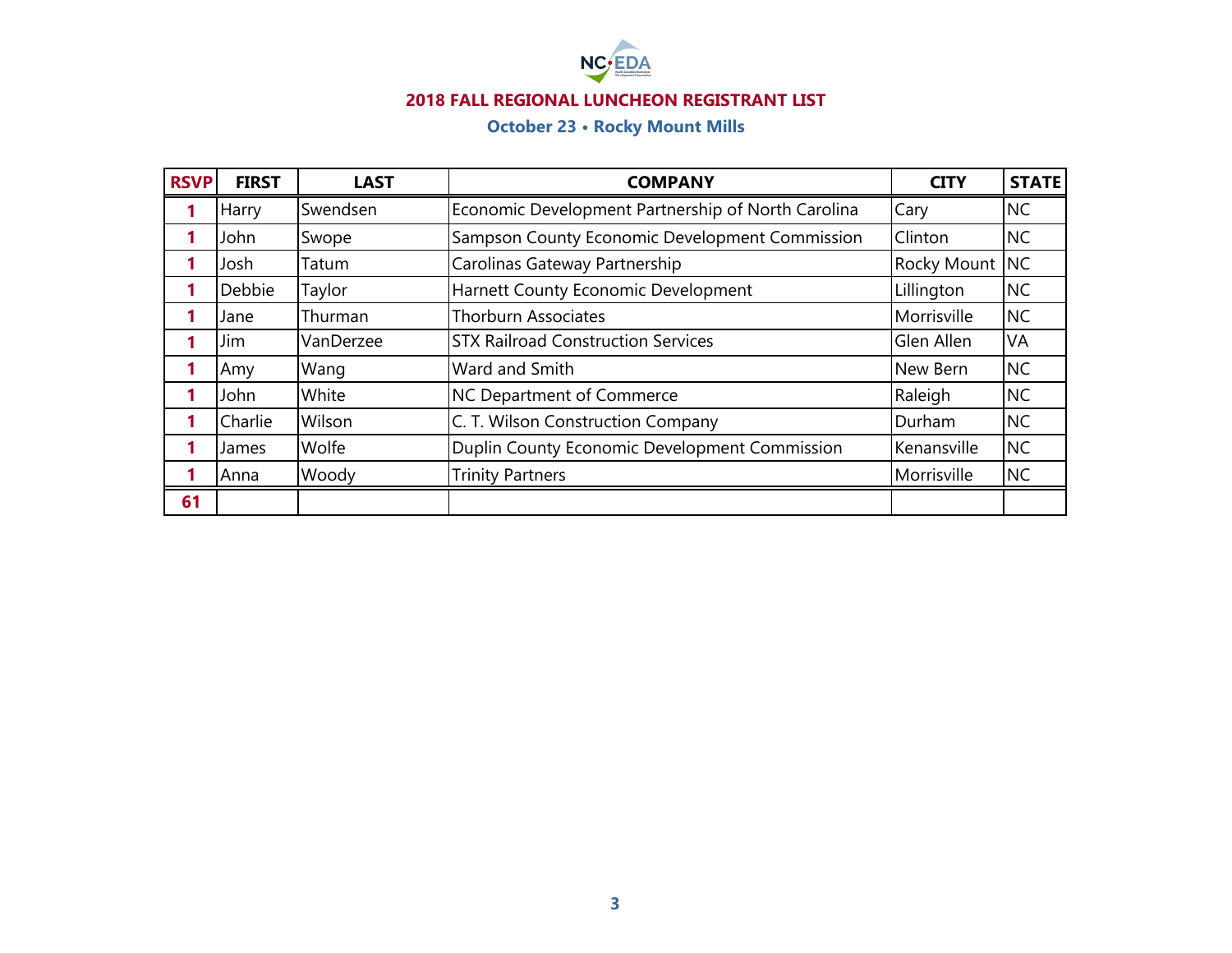NC-EDA

## 2018 FALL REGIONAL LUNCHEON REGISTRANT LIST

### October 23 • Rocky Mount Mills

| RSVP | FIRST | LAST | COMPANY | CITY | STATE |
|---|---|---|---|---|---|
| 1 | Harry | Swendsen | Economic Development Partnership of North Carolina | Cary | NC |
| 1 | John | Swope | Sampson County Economic Development Commission | Clinton | NC |
| 1 | Josh | Tatum | Carolinas Gateway Partnership | Rocky Mount | NC |
| 1 | Debbie | Taylor | Harnett County Economic Development | Lillington | NC |
| 1 | Jane | Thurman | Thorburn Associates | Morrisville | NC |
| 1 | Jim | VanDerzee | STX Railroad Construction Services | Glen Allen | VA |
| 1 | Amy | Wang | Ward and Smith | New Bern | NC |
| 1 | John | White | NC Department of Commerce | Raleigh | NC |
| 1 | Charlie | Wilson | C. T. Wilson Construction Company | Durham | NC |
| 1 | James | Wolfe | Duplin County Economic Development Commission | Kenansville | NC |
| 1 | Anna | Woody | Trinity Partners | Morrisville | NC |
| 61 | | | | | |